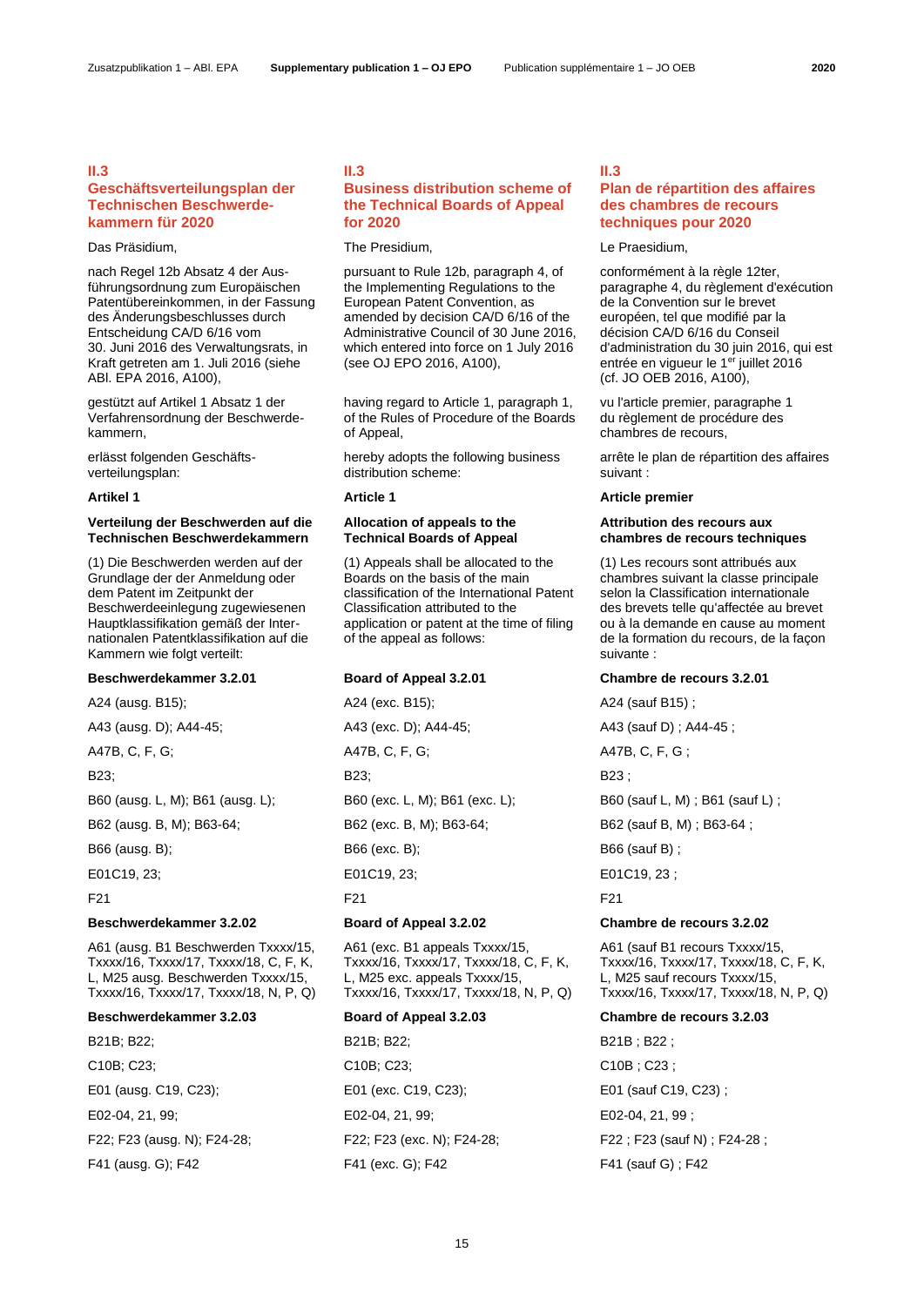## II.3
## Geschäftsverteilungsplan der Technischen Beschwerdekammern für 2020

Das Präsidium,

nach Regel 12b Absatz 4 der Ausführungsordnung zum Europäischen Patentübereinkommen, in der Fassung des Änderungsbeschlusses durch Entscheidung CA/D 6/16 vom 30. Juni 2016 des Verwaltungsrats, in Kraft getreten am 1. Juli 2016 (siehe ABl. EPA 2016, A100),

gestützt auf Artikel 1 Absatz 1 der Verfahrensordnung der Beschwerdekammern,

erlässt folgenden Geschäftsverteilungsplan:

**Artikel 1**

**Verteilung der Beschwerden auf die Technischen Beschwerdekammern**

(1) Die Beschwerden werden auf der Grundlage der der Anmeldung oder dem Patent im Zeitpunkt der Beschwerdeeinlegung zugewiesenen Hauptklassifikation gemäß der Internationalen Patentklassifikation auf die Kammern wie folgt verteilt:

**Beschwerdekammer 3.2.01**

A24 (ausg. B15);

A43 (ausg. D); A44-45;

A47B, C, F, G;

B23;

B60 (ausg. L, M); B61 (ausg. L);

B62 (ausg. B, M); B63-64;

B66 (ausg. B);

E01C19, 23;

F21

**Beschwerdekammer 3.2.02**

A61 (ausg. B1 Beschwerden Txxxx/15, Txxxx/16, Txxxx/17, Txxxx/18, C, F, K, L, M25 ausg. Beschwerden Txxxx/15, Txxxx/16, Txxxx/17, Txxxx/18, N, P, Q)

**Beschwerdekammer 3.2.03**

B21B; B22;

C10B; C23;

E01 (ausg. C19, C23);

E02-04, 21, 99;

F22; F23 (ausg. N); F24-28;

F41 (ausg. G); F42

## II.3
## Business distribution scheme of the Technical Boards of Appeal for 2020

The Presidium,

pursuant to Rule 12b, paragraph 4, of the Implementing Regulations to the European Patent Convention, as amended by decision CA/D 6/16 of the Administrative Council of 30 June 2016, which entered into force on 1 July 2016 (see OJ EPO 2016, A100),

having regard to Article 1, paragraph 1, of the Rules of Procedure of the Boards of Appeal,

hereby adopts the following business distribution scheme:

**Article 1**

**Allocation of appeals to the Technical Boards of Appeal**

(1) Appeals shall be allocated to the Boards on the basis of the main classification of the International Patent Classification attributed to the application or patent at the time of filing of the appeal as follows:

**Board of Appeal 3.2.01**

A24 (exc. B15);

A43 (exc. D); A44-45;

A47B, C, F, G;

B23;

B60 (exc. L, M); B61 (exc. L);

B62 (exc. B, M); B63-64;

B66 (exc. B);

E01C19, 23;

F21

**Board of Appeal 3.2.02**

A61 (exc. B1 appeals Txxxx/15, Txxxx/16, Txxxx/17, Txxxx/18, C, F, K, L, M25 exc. appeals Txxxx/15, Txxxx/16, Txxxx/17, Txxxx/18, N, P, Q)

**Board of Appeal 3.2.03**

B21B; B22;

C10B; C23;

E01 (exc. C19, C23);

E02-04, 21, 99;

F22; F23 (exc. N); F24-28;

F41 (exc. G); F42

## II.3
## Plan de répartition des affaires des chambres de recours techniques pour 2020

Le Praesidium,

conformément à la règle 12ter, paragraphe 4, du règlement d'exécution de la Convention sur le brevet européen, tel que modifié par la décision CA/D 6/16 du Conseil d'administration du 30 juin 2016, qui est entrée en vigueur le 1er juillet 2016 (cf. JO OEB 2016, A100),

vu l'article premier, paragraphe 1 du règlement de procédure des chambres de recours,

arrête le plan de répartition des affaires suivant :

**Article premier**

**Attribution des recours aux chambres de recours techniques**

(1) Les recours sont attribués aux chambres suivant la classe principale selon la Classification internationale des brevets telle qu'affectée au brevet ou à la demande en cause au moment de la formation du recours, de la façon suivante :

**Chambre de recours 3.2.01**

A24 (sauf B15) ;

A43 (sauf D) ; A44-45 ;

A47B, C, F, G ;

B23 ;

B60 (sauf L, M) ; B61 (sauf L) ;

B62 (sauf B, M) ; B63-64 ;

B66 (sauf B) ;

E01C19, 23 ;

F21

**Chambre de recours 3.2.02**

A61 (sauf B1 recours Txxxx/15, Txxxx/16, Txxxx/17, Txxxx/18, C, F, K, L, M25 sauf recours Txxxx/15, Txxxx/16, Txxxx/17, Txxxx/18, N, P, Q)

**Chambre de recours 3.2.03**

B21B ; B22 ;

C10B ; C23 ;

E01 (sauf C19, C23) ;

E02-04, 21, 99 ;

F22 ; F23 (sauf N) ; F24-28 ;

F41 (sauf G) ; F42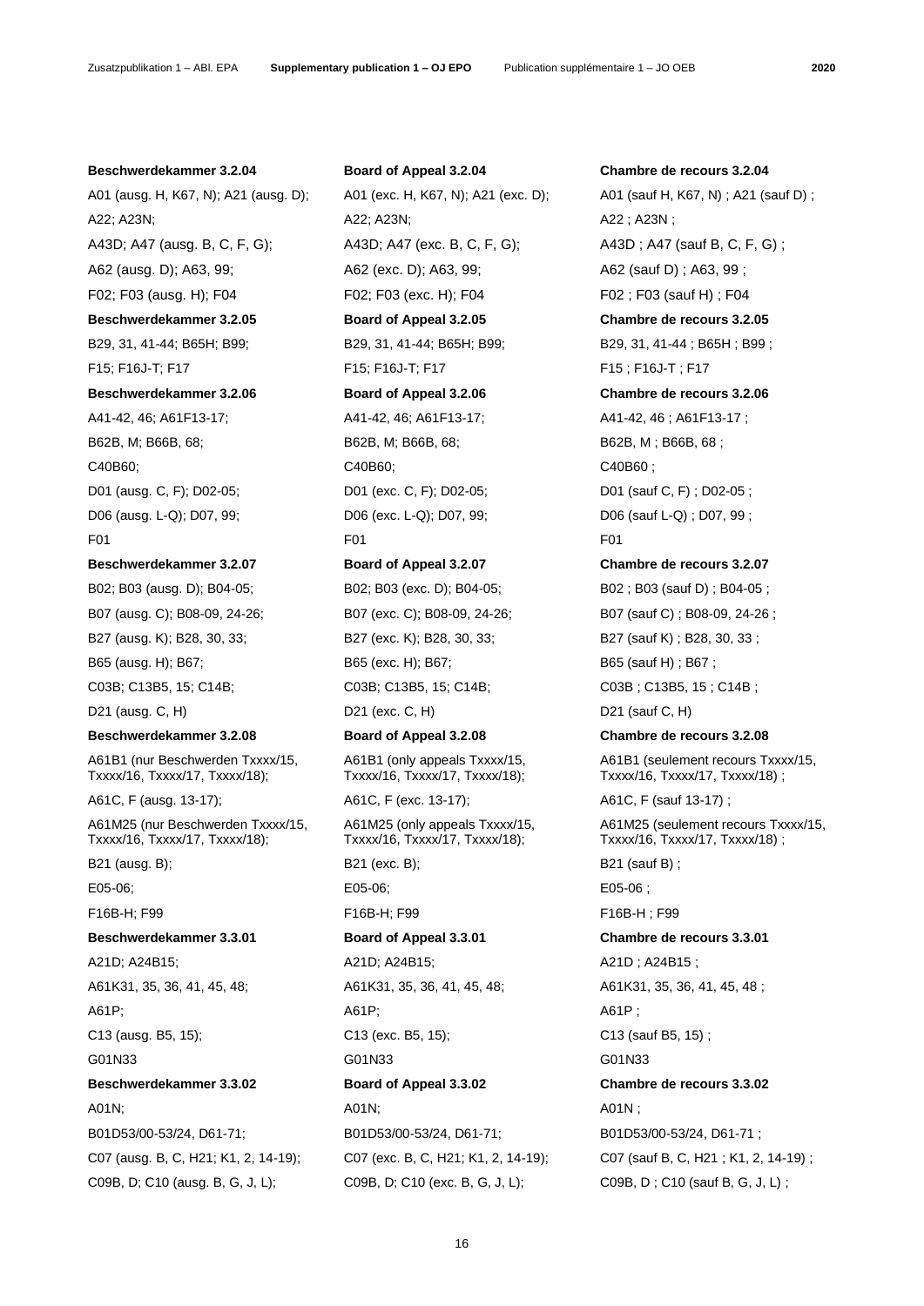**Beschwerdekammer 3.2.04**

A01 (ausg. H, K67, N); A21 (ausg. D);

A22; A23N;

A43D; A47 (ausg. B, C, F, G);

A62 (ausg. D); A63, 99;

F02; F03 (ausg. H); F04

**Beschwerdekammer 3.2.05**

B29, 31, 41-44; B65H; B99;

F15; F16J-T; F17

**Beschwerdekammer 3.2.06**

A41-42, 46; A61F13-17;

B62B, M; B66B, 68;

C40B60;

D01 (ausg. C, F); D02-05;

D06 (ausg. L-Q); D07, 99;

F01

**Beschwerdekammer 3.2.07**

B02; B03 (ausg. D); B04-05;

B07 (ausg. C); B08-09, 24-26;

B27 (ausg. K); B28, 30, 33;

B65 (ausg. H); B67;

C03B; C13B5, 15; C14B;

D21 (ausg. C, H)

**Beschwerdekammer 3.2.08**

A61B1 (nur Beschwerden Txxxx/15, Txxxx/16, Txxxx/17, Txxxx/18);

A61C, F (ausg. 13-17);

A61M25 (nur Beschwerden Txxxx/15, Txxxx/16, Txxxx/17, Txxxx/18);

B21 (ausg. B);

E05-06;

F16B-H; F99

**Beschwerdekammer 3.3.01**

A21D; A24B15;

A61K31, 35, 36, 41, 45, 48;

A61P;

C13 (ausg. B5, 15);

G01N33

**Beschwerdekammer 3.3.02**

A01N;

B01D53/00-53/24, D61-71;

C07 (ausg. B, C, H21; K1, 2, 14-19);

C09B, D; C10 (ausg. B, G, J, L);

**Board of Appeal 3.2.04**

A01 (exc. H, K67, N); A21 (exc. D);

A22; A23N;

A43D; A47 (exc. B, C, F, G);

A62 (exc. D); A63, 99;

F02; F03 (exc. H); F04

**Board of Appeal 3.2.05**

B29, 31, 41-44; B65H; B99;

F15; F16J-T; F17

**Board of Appeal 3.2.06**

A41-42, 46; A61F13-17;

B62B, M; B66B, 68;

C40B60;

D01 (exc. C, F); D02-05;

D06 (exc. L-Q); D07, 99;

F01

**Board of Appeal 3.2.07**

B02; B03 (exc. D); B04-05;

B07 (exc. C); B08-09, 24-26;

B27 (exc. K); B28, 30, 33;

B65 (exc. H); B67;

C03B; C13B5, 15; C14B;

D21 (exc. C, H)

**Board of Appeal 3.2.08**

A61B1 (only appeals Txxxx/15, Txxxx/16, Txxxx/17, Txxxx/18);

A61C, F (exc. 13-17);

A61M25 (only appeals Txxxx/15, Txxxx/16, Txxxx/17, Txxxx/18);

B21 (exc. B);

E05-06;

F16B-H; F99

**Board of Appeal 3.3.01**

A21D; A24B15;

A61K31, 35, 36, 41, 45, 48;

A61P;

C13 (exc. B5, 15);

G01N33

**Board of Appeal 3.3.02**

A01N;

B01D53/00-53/24, D61-71;

C07 (exc. B, C, H21; K1, 2, 14-19);

C09B, D; C10 (exc. B, G, J, L);

**Chambre de recours 3.2.04**

A01 (sauf H, K67, N) ; A21 (sauf D) ;

A22 ; A23N ;

A43D ; A47 (sauf B, C, F, G) ;

A62 (sauf D) ; A63, 99 ;

F02 ; F03 (sauf H) ; F04

**Chambre de recours 3.2.05**

B29, 31, 41-44 ; B65H ; B99 ;

F15 ; F16J-T ; F17

**Chambre de recours 3.2.06**

A41-42, 46 ; A61F13-17 ;

B62B, M ; B66B, 68 ;

C40B60 ;

D01 (sauf C, F) ; D02-05 ;

D06 (sauf L-Q) ; D07, 99 ;

F01

**Chambre de recours 3.2.07**

B02 ; B03 (sauf D) ; B04-05 ;

B07 (sauf C) ; B08-09, 24-26 ;

B27 (sauf K) ; B28, 30, 33 ;

B65 (sauf H) ; B67 ;

C03B ; C13B5, 15 ; C14B ;

D21 (sauf C, H)

**Chambre de recours 3.2.08**

A61B1 (seulement recours Txxxx/15, Txxxx/16, Txxxx/17, Txxxx/18) ;

A61C, F (sauf 13-17) ;

A61M25 (seulement recours Txxxx/15, Txxxx/16, Txxxx/17, Txxxx/18) ;

B21 (sauf B) ;

E05-06 ;

F16B-H ; F99

**Chambre de recours 3.3.01**

A21D ; A24B15 ;

A61K31, 35, 36, 41, 45, 48 ;

A61P ;

C13 (sauf B5, 15) ;

G01N33

**Chambre de recours 3.3.02**

A01N ;

B01D53/00-53/24, D61-71 ;

C07 (sauf B, C, H21 ; K1, 2, 14-19) ;

C09B, D ; C10 (sauf B, G, J, L) ;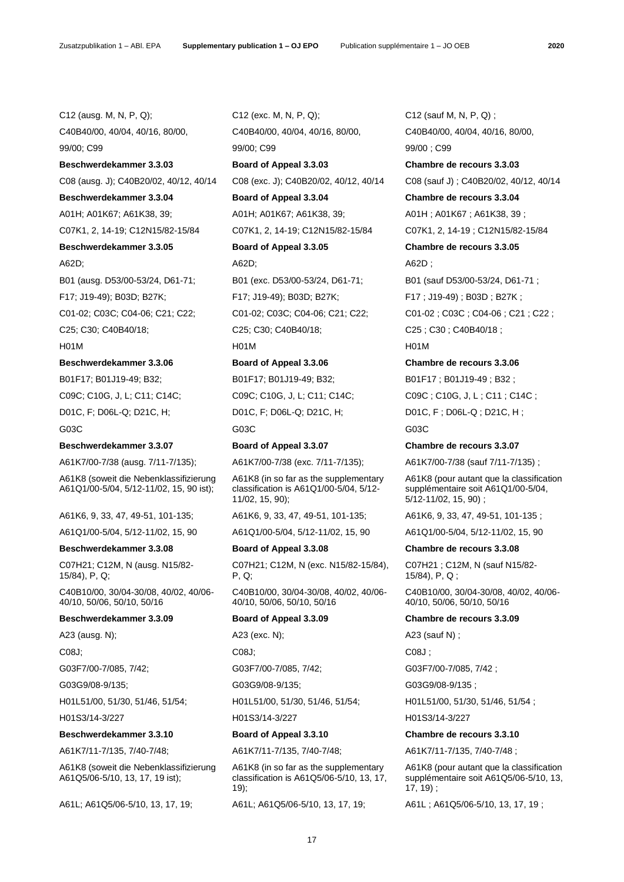C12 (ausg. M, N, P, Q);

C40B40/00, 40/04, 40/16, 80/00, 99/00; C99

**Beschwerdekammer 3.3.03**

C08 (ausg. J); C40B20/02, 40/12, 40/14

**Beschwerdekammer 3.3.04**

A01H; A01K67; A61K38, 39;

C07K1, 2, 14-19; C12N15/82-15/84

**Beschwerdekammer 3.3.05**

A62D;

B01 (ausg. D53/00-53/24, D61-71; F17; J19-49); B03D; B27K;

C01-02; C03C; C04-06; C21; C22; C25; C30; C40B40/18;

H01M

**Beschwerdekammer 3.3.06**

B01F17; B01J19-49; B32;

C09C; C10G, J, L; C11; C14C;

D01C, F; D06L-Q; D21C, H;

G03C

**Beschwerdekammer 3.3.07**

A61K7/00-7/38 (ausg. 7/11-7/135);

A61K8 (soweit die Nebenklassifizierung A61Q1/00-5/04, 5/12-11/02, 15, 90 ist);

A61K6, 9, 33, 47, 49-51, 101-135;

A61Q1/00-5/04, 5/12-11/02, 15, 90

**Beschwerdekammer 3.3.08**

C07H21; C12M, N (ausg. N15/82-15/84), P, Q;

C40B10/00, 30/04-30/08, 40/02, 40/06-40/10, 50/06, 50/10, 50/16

**Beschwerdekammer 3.3.09**

A23 (ausg. N);

C08J;

G03F7/00-7/085, 7/42;

G03G9/08-9/135;

H01L51/00, 51/30, 51/46, 51/54;

H01S3/14-3/227

**Beschwerdekammer 3.3.10**

A61K7/11-7/135, 7/40-7/48;

A61K8 (soweit die Nebenklassifizierung A61Q5/06-5/10, 13, 17, 19 ist);

A61L; A61Q5/06-5/10, 13, 17, 19;

C12 (exc. M, N, P, Q);

C40B40/00, 40/04, 40/16, 80/00, 99/00; C99

**Board of Appeal 3.3.03**

C08 (exc. J); C40B20/02, 40/12, 40/14

**Board of Appeal 3.3.04**

A01H; A01K67; A61K38, 39;

C07K1, 2, 14-19; C12N15/82-15/84

**Board of Appeal 3.3.05**

A62D;

B01 (exc. D53/00-53/24, D61-71; F17; J19-49); B03D; B27K;

C01-02; C03C; C04-06; C21; C22; C25; C30; C40B40/18;

H01M

**Board of Appeal 3.3.06**

B01F17; B01J19-49; B32;

C09C; C10G, J, L; C11; C14C;

D01C, F; D06L-Q; D21C, H;

G03C

**Board of Appeal 3.3.07**

A61K7/00-7/38 (exc. 7/11-7/135);

A61K8 (in so far as the supplementary classification is A61Q1/00-5/04, 5/12-11/02, 15, 90);

A61K6, 9, 33, 47, 49-51, 101-135;

A61Q1/00-5/04, 5/12-11/02, 15, 90

**Board of Appeal 3.3.08**

C07H21; C12M, N (exc. N15/82-15/84), P, Q;

C40B10/00, 30/04-30/08, 40/02, 40/06-40/10, 50/06, 50/10, 50/16

**Board of Appeal 3.3.09**

A23 (exc. N);

C08J;

G03F7/00-7/085, 7/42;

G03G9/08-9/135;

H01L51/00, 51/30, 51/46, 51/54;

H01S3/14-3/227

**Board of Appeal 3.3.10**

A61K7/11-7/135, 7/40-7/48;

A61K8 (in so far as the supplementary classification is A61Q5/06-5/10, 13, 17, 19);

A61L; A61Q5/06-5/10, 13, 17, 19;

C12 (sauf M, N, P, Q) ;

C40B40/00, 40/04, 40/16, 80/00, 99/00 ; C99

**Chambre de recours 3.3.03**

C08 (sauf J) ; C40B20/02, 40/12, 40/14

**Chambre de recours 3.3.04**

A01H ; A01K67 ; A61K38, 39 ;

C07K1, 2, 14-19 ; C12N15/82-15/84

**Chambre de recours 3.3.05**

A62D ;

B01 (sauf D53/00-53/24, D61-71 ; F17 ; J19-49) ; B03D ; B27K ;

C01-02 ; C03C ; C04-06 ; C21 ; C22 ; C25 ; C30 ; C40B40/18 ;

H01M

**Chambre de recours 3.3.06**

B01F17 ; B01J19-49 ; B32 ;

C09C ; C10G, J, L ; C11 ; C14C ;

D01C, F ; D06L-Q ; D21C, H ;

G03C

**Chambre de recours 3.3.07**

A61K7/00-7/38 (sauf 7/11-7/135) ;

A61K8 (pour autant que la classification supplémentaire soit A61Q1/00-5/04, 5/12-11/02, 15, 90) ;

A61K6, 9, 33, 47, 49-51, 101-135 ;

A61Q1/00-5/04, 5/12-11/02, 15, 90

**Chambre de recours 3.3.08**

C07H21 ; C12M, N (sauf N15/82-15/84), P, Q ;

C40B10/00, 30/04-30/08, 40/02, 40/06-40/10, 50/06, 50/10, 50/16

**Chambre de recours 3.3.09**

A23 (sauf N) ;

C08J ;

G03F7/00-7/085, 7/42 ;

G03G9/08-9/135 ;

H01L51/00, 51/30, 51/46, 51/54 ;

H01S3/14-3/227

**Chambre de recours 3.3.10**

A61K7/11-7/135, 7/40-7/48 ;

A61K8 (pour autant que la classification supplémentaire soit A61Q5/06-5/10, 13, 17, 19) ;

A61L ; A61Q5/06-5/10, 13, 17, 19 ;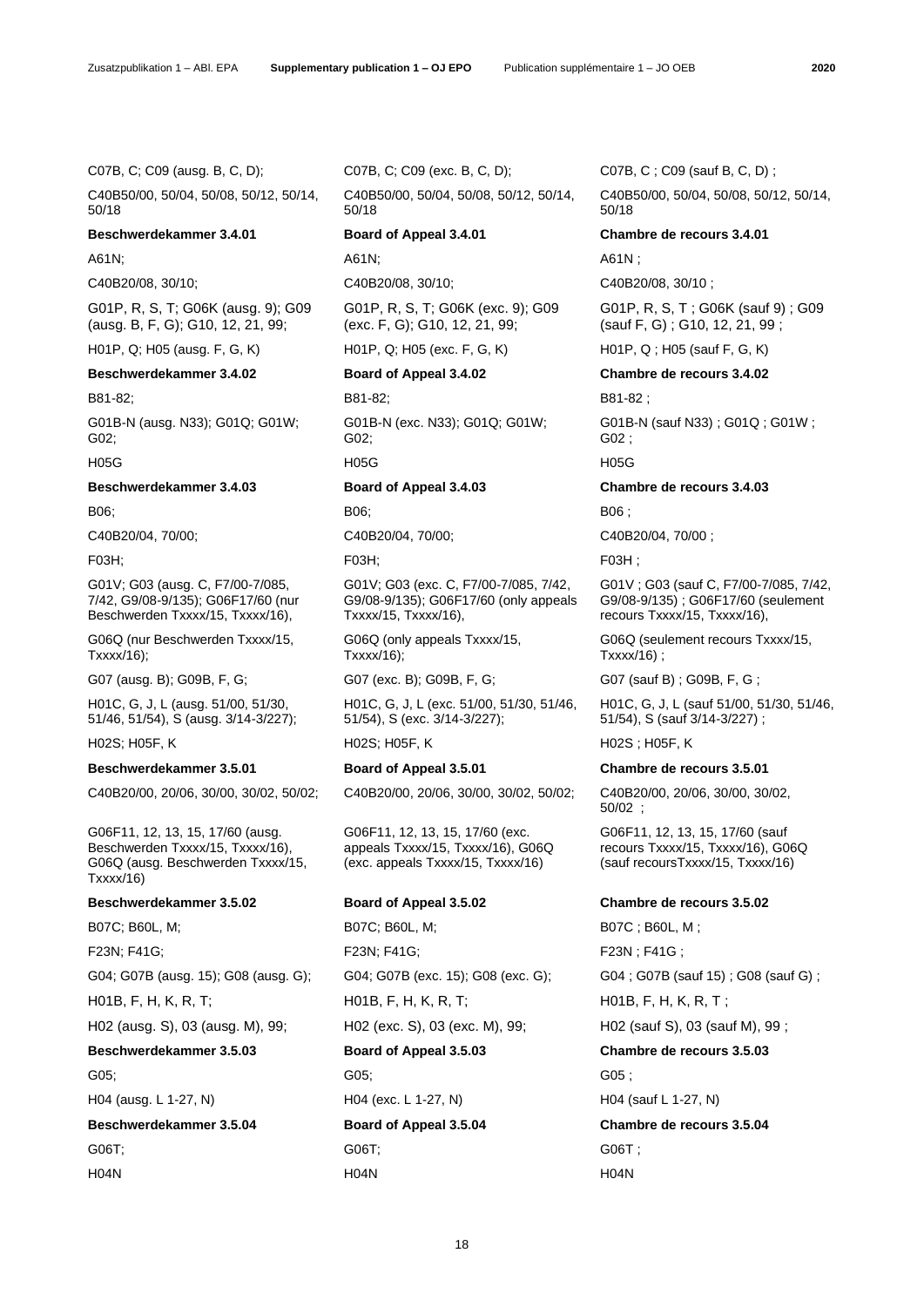| Zusatzpublikation 1 – ABl. EPA | Supplementary publication 1 – OJ EPO | Publication supplémentaire 1 – JO OEB |
|---|---|---|
| C07B, C; C09 (ausg. B, C, D); | C07B, C; C09 (exc. B, C, D); | C07B, C ; C09 (sauf B, C, D) ; |
| C40B50/00, 50/04, 50/08, 50/12, 50/14, 50/18 | C40B50/00, 50/04, 50/08, 50/12, 50/14, 50/18 | C40B50/00, 50/04, 50/08, 50/12, 50/14, 50/18 |
| **Beschwerdekammer 3.4.01** | **Board of Appeal 3.4.01** | **Chambre de recours 3.4.01** |
| A61N; | A61N; | A61N ; |
| C40B20/08, 30/10; | C40B20/08, 30/10; | C40B20/08, 30/10 ; |
| G01P, R, S, T; G06K (ausg. 9); G09 (ausg. B, F, G); G10, 12, 21, 99; | G01P, R, S, T; G06K (exc. 9); G09 (exc. F, G); G10, 12, 21, 99; | G01P, R, S, T ; G06K (sauf 9) ; G09 (sauf F, G) ; G10, 12, 21, 99 ; |
| H01P, Q; H05 (ausg. F, G, K) | H01P, Q; H05 (exc. F, G, K) | H01P, Q ; H05 (sauf F, G, K) |
| **Beschwerdekammer 3.4.02** | **Board of Appeal 3.4.02** | **Chambre de recours 3.4.02** |
| B81-82; | B81-82; | B81-82 ; |
| G01B-N (ausg. N33); G01Q; G01W; G02; | G01B-N (exc. N33); G01Q; G01W; G02; | G01B-N (sauf N33) ; G01Q ; G01W ; G02 ; |
| H05G | H05G | H05G |
| **Beschwerdekammer 3.4.03** | **Board of Appeal 3.4.03** | **Chambre de recours 3.4.03** |
| B06; | B06; | B06 ; |
| C40B20/04, 70/00; | C40B20/04, 70/00; | C40B20/04, 70/00 ; |
| F03H; | F03H; | F03H ; |
| G01V; G03 (ausg. C, F7/00-7/085, 7/42, G9/08-9/135); G06F17/60 (nur Beschwerden Txxxx/15, Txxxx/16), | G01V; G03 (exc. C, F7/00-7/085, 7/42, G9/08-9/135); G06F17/60 (only appeals Txxxx/15, Txxxx/16), | G01V ; G03 (sauf C, F7/00-7/085, 7/42, G9/08-9/135) ; G06F17/60 (seulement recours Txxxx/15, Txxxx/16), |
| G06Q (nur Beschwerden Txxxx/15, Txxxx/16); | G06Q (only appeals Txxxx/15, Txxxx/16); | G06Q (seulement recours Txxxx/15, Txxxx/16) ; |
| G07 (ausg. B); G09B, F, G; | G07 (exc. B); G09B, F, G; | G07 (sauf B) ; G09B, F, G ; |
| H01C, G, J, L (ausg. 51/00, 51/30, 51/46, 51/54), S (ausg. 3/14-3/227); | H01C, G, J, L (exc. 51/00, 51/30, 51/46, 51/54), S (exc. 3/14-3/227); | H01C, G, J, L (sauf 51/00, 51/30, 51/46, 51/54), S (sauf 3/14-3/227) ; |
| H02S; H05F, K | H02S; H05F, K | H02S ; H05F, K |
| **Beschwerdekammer 3.5.01** | **Board of Appeal 3.5.01** | **Chambre de recours 3.5.01** |
| C40B20/00, 20/06, 30/00, 30/02, 50/02; | C40B20/00, 20/06, 30/00, 30/02, 50/02; | C40B20/00, 20/06, 30/00, 30/02, 50/02 ; |
| G06F11, 12, 13, 15, 17/60 (ausg. Beschwerden Txxxx/15, Txxxx/16), G06Q (ausg. Beschwerden Txxxx/15, Txxxx/16) | G06F11, 12, 13, 15, 17/60 (exc. appeals Txxxx/15, Txxxx/16), G06Q (exc. appeals Txxxx/15, Txxxx/16) | G06F11, 12, 13, 15, 17/60 (sauf recours Txxxx/15, Txxxx/16), G06Q (sauf recoursTxxxx/15, Txxxx/16) |
| **Beschwerdekammer 3.5.02** | **Board of Appeal 3.5.02** | **Chambre de recours 3.5.02** |
| B07C; B60L, M; | B07C; B60L, M; | B07C ; B60L, M ; |
| F23N; F41G; | F23N; F41G; | F23N ; F41G ; |
| G04; G07B (ausg. 15); G08 (ausg. G); | G04; G07B (exc. 15); G08 (exc. G); | G04 ; G07B (sauf 15) ; G08 (sauf G) ; |
| H01B, F, H, K, R, T; | H01B, F, H, K, R, T; | H01B, F, H, K, R, T ; |
| H02 (ausg. S), 03 (ausg. M), 99; | H02 (exc. S), 03 (exc. M), 99; | H02 (sauf S), 03 (sauf M), 99 ; |
| **Beschwerdekammer 3.5.03** | **Board of Appeal 3.5.03** | **Chambre de recours 3.5.03** |
| G05; | G05; | G05 ; |
| H04 (ausg. L 1-27, N) | H04 (exc. L 1-27, N) | H04 (sauf L 1-27, N) |
| **Beschwerdekammer 3.5.04** | **Board of Appeal 3.5.04** | **Chambre de recours 3.5.04** |
| G06T; | G06T; | G06T ; |
| H04N | H04N | H04N |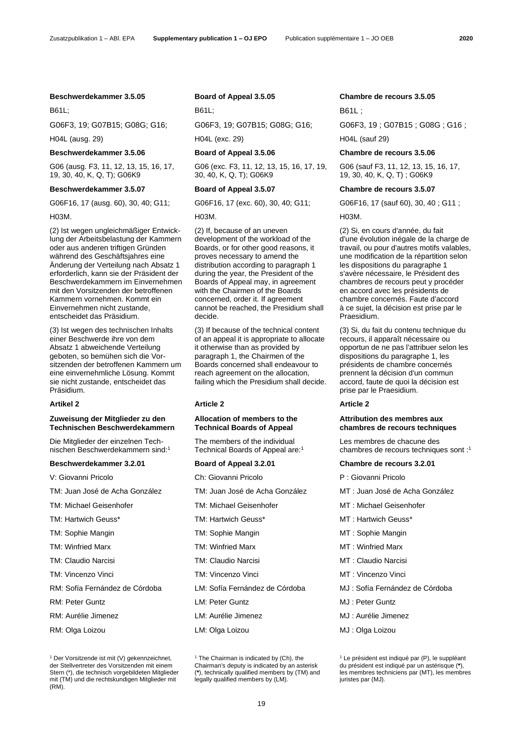**Beschwerdekammer 3.5.05**

B61L;

G06F3, 19; G07B15; G08G; G16;

H04L (ausg. 29)

**Beschwerdekammer 3.5.06**

G06 (ausg. F3, 11, 12, 13, 15, 16, 17, 19, 30, 40, K, Q, T); G06K9

**Beschwerdekammer 3.5.07**

G06F16, 17 (ausg. 60), 30, 40; G11;

H03M.

(2) Ist wegen ungleichmäßiger Entwicklung der Arbeitsbelastung der Kammern oder aus anderen triftigen Gründen während des Geschäftsjahres eine Änderung der Verteilung nach Absatz 1 erforderlich, kann sie der Präsident der Beschwerdekammern im Einvernehmen mit den Vorsitzenden der betroffenen Kammern vornehmen. Kommt ein Einvernehmen nicht zustande, entscheidet das Präsidium.

(3) Ist wegen des technischen Inhalts einer Beschwerde ihre von dem Absatz 1 abweichende Verteilung geboten, so bemühen sich die Vorsitzenden der betroffenen Kammern um eine einvernehmliche Lösung. Kommt sie nicht zustande, entscheidet das Präsidium.

**Artikel 2**

**Zuweisung der Mitglieder zu den Technischen Beschwerdekammern**

Die Mitglieder der einzelnen Technischen Beschwerdekammern sind:[1]

**Beschwerdekammer 3.2.01**

V: Giovanni Pricolo

TM: Juan José de Acha González

TM: Michael Geisenhofer

TM: Hartwich Geuss*

TM: Sophie Mangin

TM: Winfried Marx

TM: Claudio Narcisi

TM: Vincenzo Vinci

RM: Sofía Fernández de Córdoba

RM: Peter Guntz

RM: Aurélie Jimenez

RM: Olga Loizou

[1] Der Vorsitzende ist mit (V) gekennzeichnet, der Stellvertreter des Vorsitzenden mit einem Stern (*), die technisch vorgebildeten Mitglieder mit (TM) und die rechtskundigen Mitglieder mit (RM).

**Board of Appeal 3.5.05**

B61L;

G06F3, 19; G07B15; G08G; G16;

H04L (exc. 29)

**Board of Appeal 3.5.06**

G06 (exc. F3, 11, 12, 13, 15, 16, 17, 19, 30, 40, K, Q, T); G06K9

**Board of Appeal 3.5.07**

G06F16, 17 (exc. 60), 30, 40; G11;

H03M.

(2) If, because of an uneven development of the workload of the Boards, or for other good reasons, it proves necessary to amend the distribution according to paragraph 1 during the year, the President of the Boards of Appeal may, in agreement with the Chairmen of the Boards concerned, order it. If agreement cannot be reached, the Presidium shall decide.

(3) If because of the technical content of an appeal it is appropriate to allocate it otherwise than as provided by paragraph 1, the Chairmen of the Boards concerned shall endeavour to reach agreement on the allocation, failing which the Presidium shall decide.

**Article 2**

**Allocation of members to the Technical Boards of Appeal**

The members of the individual Technical Boards of Appeal are:[1]

**Board of Appeal 3.2.01**

Ch: Giovanni Pricolo

TM: Juan José de Acha González

TM: Michael Geisenhofer

TM: Hartwich Geuss*

TM: Sophie Mangin

TM: Winfried Marx

TM: Claudio Narcisi

TM: Vincenzo Vinci

LM: Sofía Fernández de Córdoba

LM: Peter Guntz

LM: Aurélie Jimenez

LM: Olga Loizou

[1] The Chairman is indicated by (Ch), the Chairman's deputy is indicated by an asterisk (*), technically qualified members by (TM) and legally qualified members by (LM).

**Chambre de recours 3.5.05**

B61L ;

G06F3, 19 ; G07B15 ; G08G ; G16 ;

H04L (sauf 29)

**Chambre de recours 3.5.06**

G06 (sauf F3, 11, 12, 13, 15, 16, 17, 19, 30, 40, K, Q, T) ; G06K9

**Chambre de recours 3.5.07**

G06F16, 17 (sauf 60), 30, 40 ; G11 ;

H03M.

(2) Si, en cours d'année, du fait d'une évolution inégale de la charge de travail, ou pour d'autres motifs valables, une modification de la répartition selon les dispositions du paragraphe 1 s'avère nécessaire, le Président des chambres de recours peut y procéder en accord avec les présidents de chambre concernés. Faute d'accord à ce sujet, la décision est prise par le Praesidium.

(3) Si, du fait du contenu technique du recours, il apparaît nécessaire ou opportun de ne pas l'attribuer selon les dispositions du paragraphe 1, les présidents de chambre concernés prennent la décision d'un commun accord, faute de quoi la décision est prise par le Praesidium.

**Article 2**

**Attribution des membres aux chambres de recours techniques**

Les membres de chacune des chambres de recours techniques sont :[1]

**Chambre de recours 3.2.01**

P : Giovanni Pricolo

MT : Juan José de Acha González

MT : Michael Geisenhofer

MT : Hartwich Geuss*

MT : Sophie Mangin

MT : Winfried Marx

MT : Claudio Narcisi

MT : Vincenzo Vinci

MJ : Sofía Fernández de Córdoba

MJ : Peter Guntz

MJ : Aurélie Jimenez

MJ : Olga Loizou

[1] Le président est indiqué par (P), le suppléant du président est indiqué par un astérisque (*), les membres techniciens par (MT), les membres juristes par (MJ).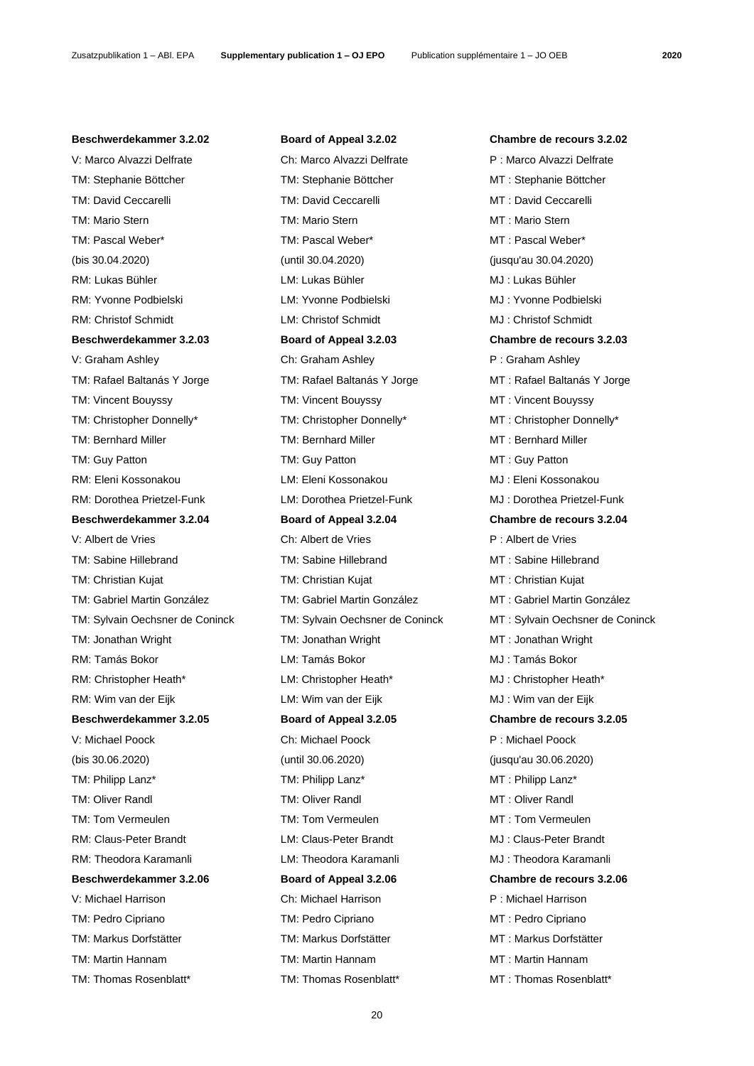| Beschwerdekammer 3.2.02 | Board of Appeal 3.2.02 | Chambre de recours 3.2.02 |
|---|---|---|
| V: Marco Alvazzi Delfrate | Ch: Marco Alvazzi Delfrate | P : Marco Alvazzi Delfrate |
| TM: Stephanie Böttcher | TM: Stephanie Böttcher | MT : Stephanie Böttcher |
| TM: David Ceccarelli | TM: David Ceccarelli | MT : David Ceccarelli |
| TM: Mario Stern | TM: Mario Stern | MT : Mario Stern |
| TM: Pascal Weber* | TM: Pascal Weber* | MT : Pascal Weber* |
| (bis 30.04.2020) | (until 30.04.2020) | (jusqu'au 30.04.2020) |
| RM: Lukas Bühler | LM: Lukas Bühler | MJ : Lukas Bühler |
| RM: Yvonne Podbielski | LM: Yvonne Podbielski | MJ : Yvonne Podbielski |
| RM: Christof Schmidt | LM: Christof Schmidt | MJ : Christof Schmidt |
| **Beschwerdekammer 3.2.03** | **Board of Appeal 3.2.03** | **Chambre de recours 3.2.03** |
| V: Graham Ashley | Ch: Graham Ashley | P : Graham Ashley |
| TM: Rafael Baltanás Y Jorge | TM: Rafael Baltanás Y Jorge | MT : Rafael Baltanás Y Jorge |
| TM: Vincent Bouyssy | TM: Vincent Bouyssy | MT : Vincent Bouyssy |
| TM: Christopher Donnelly* | TM: Christopher Donnelly* | MT : Christopher Donnelly* |
| TM: Bernhard Miller | TM: Bernhard Miller | MT : Bernhard Miller |
| TM: Guy Patton | TM: Guy Patton | MT : Guy Patton |
| RM: Eleni Kossonakou | LM: Eleni Kossonakou | MJ : Eleni Kossonakou |
| RM: Dorothea Prietzel-Funk | LM: Dorothea Prietzel-Funk | MJ : Dorothea Prietzel-Funk |
| **Beschwerdekammer 3.2.04** | **Board of Appeal 3.2.04** | **Chambre de recours 3.2.04** |
| V: Albert de Vries | Ch: Albert de Vries | P : Albert de Vries |
| TM: Sabine Hillebrand | TM: Sabine Hillebrand | MT : Sabine Hillebrand |
| TM: Christian Kujat | TM: Christian Kujat | MT : Christian Kujat |
| TM: Gabriel Martin González | TM: Gabriel Martin González | MT : Gabriel Martin González |
| TM: Sylvain Oechsner de Coninck | TM: Sylvain Oechsner de Coninck | MT : Sylvain Oechsner de Coninck |
| TM: Jonathan Wright | TM: Jonathan Wright | MT : Jonathan Wright |
| RM: Tamás Bokor | LM: Tamás Bokor | MJ : Tamás Bokor |
| RM: Christopher Heath* | LM: Christopher Heath* | MJ : Christopher Heath* |
| RM: Wim van der Eijk | LM: Wim van der Eijk | MJ : Wim van der Eijk |
| **Beschwerdekammer 3.2.05** | **Board of Appeal 3.2.05** | **Chambre de recours 3.2.05** |
| V: Michael Poock | Ch: Michael Poock | P : Michael Poock |
| (bis 30.06.2020) | (until 30.06.2020) | (jusqu'au 30.06.2020) |
| TM: Philipp Lanz* | TM: Philipp Lanz* | MT : Philipp Lanz* |
| TM: Oliver Randl | TM: Oliver Randl | MT : Oliver Randl |
| TM: Tom Vermeulen | TM: Tom Vermeulen | MT : Tom Vermeulen |
| RM: Claus-Peter Brandt | LM: Claus-Peter Brandt | MJ : Claus-Peter Brandt |
| RM: Theodora Karamanli | LM: Theodora Karamanli | MJ : Theodora Karamanli |
| **Beschwerdekammer 3.2.06** | **Board of Appeal 3.2.06** | **Chambre de recours 3.2.06** |
| V: Michael Harrison | Ch: Michael Harrison | P : Michael Harrison |
| TM: Pedro Cipriano | TM: Pedro Cipriano | MT : Pedro Cipriano |
| TM: Markus Dorfstätter | TM: Markus Dorfstätter | MT : Markus Dorfstätter |
| TM: Martin Hannam | TM: Martin Hannam | MT : Martin Hannam |
| TM: Thomas Rosenblatt* | TM: Thomas Rosenblatt* | MT : Thomas Rosenblatt* |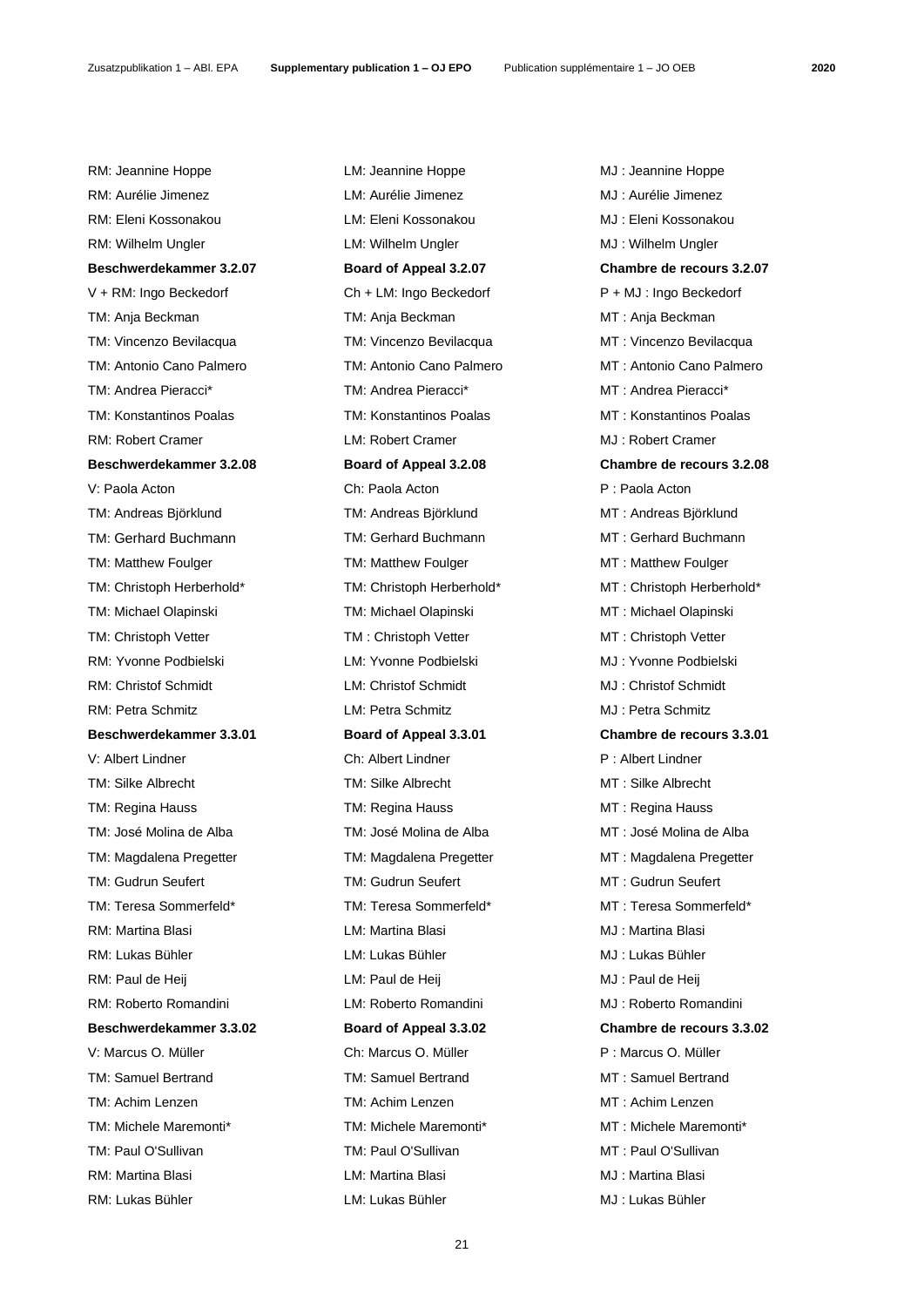| | | |
|---|---|---|
| RM: Jeannine Hoppe | LM: Jeannine Hoppe | MJ : Jeannine Hoppe |
| RM: Aurélie Jimenez | LM: Aurélie Jimenez | MJ : Aurélie Jimenez |
| RM: Eleni Kossonakou | LM: Eleni Kossonakou | MJ : Eleni Kossonakou |
| RM: Wilhelm Ungler | LM: Wilhelm Ungler | MJ : Wilhelm Ungler |
| **Beschwerdekammer 3.2.07** | **Board of Appeal 3.2.07** | **Chambre de recours 3.2.07** |
| V + RM: Ingo Beckedorf | Ch + LM: Ingo Beckedorf | P + MJ : Ingo Beckedorf |
| TM: Anja Beckman | TM: Anja Beckman | MT : Anja Beckman |
| TM: Vincenzo Bevilacqua | TM: Vincenzo Bevilacqua | MT : Vincenzo Bevilacqua |
| TM: Antonio Cano Palmero | TM: Antonio Cano Palmero | MT : Antonio Cano Palmero |
| TM: Andrea Pieracci* | TM: Andrea Pieracci* | MT : Andrea Pieracci* |
| TM: Konstantinos Poalas | TM: Konstantinos Poalas | MT : Konstantinos Poalas |
| RM: Robert Cramer | LM: Robert Cramer | MJ : Robert Cramer |
| **Beschwerdekammer 3.2.08** | **Board of Appeal 3.2.08** | **Chambre de recours 3.2.08** |
| V: Paola Acton | Ch: Paola Acton | P : Paola Acton |
| TM: Andreas Björklund | TM: Andreas Björklund | MT : Andreas Björklund |
| TM: Gerhard Buchmann | TM: Gerhard Buchmann | MT : Gerhard Buchmann |
| TM: Matthew Foulger | TM: Matthew Foulger | MT : Matthew Foulger |
| TM: Christoph Herberhold* | TM: Christoph Herberhold* | MT : Christoph Herberhold* |
| TM: Michael Olapinski | TM: Michael Olapinski | MT : Michael Olapinski |
| TM: Christoph Vetter | TM : Christoph Vetter | MT : Christoph Vetter |
| RM: Yvonne Podbielski | LM: Yvonne Podbielski | MJ : Yvonne Podbielski |
| RM: Christof Schmidt | LM: Christof Schmidt | MJ : Christof Schmidt |
| RM: Petra Schmitz | LM: Petra Schmitz | MJ : Petra Schmitz |
| **Beschwerdekammer 3.3.01** | **Board of Appeal 3.3.01** | **Chambre de recours 3.3.01** |
| V: Albert Lindner | Ch: Albert Lindner | P : Albert Lindner |
| TM: Silke Albrecht | TM: Silke Albrecht | MT : Silke Albrecht |
| TM: Regina Hauss | TM: Regina Hauss | MT : Regina Hauss |
| TM: José Molina de Alba | TM: José Molina de Alba | MT : José Molina de Alba |
| TM: Magdalena Pregetter | TM: Magdalena Pregetter | MT : Magdalena Pregetter |
| TM: Gudrun Seufert | TM: Gudrun Seufert | MT : Gudrun Seufert |
| TM: Teresa Sommerfeld* | TM: Teresa Sommerfeld* | MT : Teresa Sommerfeld* |
| RM: Martina Blasi | LM: Martina Blasi | MJ : Martina Blasi |
| RM: Lukas Bühler | LM: Lukas Bühler | MJ : Lukas Bühler |
| RM: Paul de Heij | LM: Paul de Heij | MJ : Paul de Heij |
| RM: Roberto Romandini | LM: Roberto Romandini | MJ : Roberto Romandini |
| **Beschwerdekammer 3.3.02** | **Board of Appeal 3.3.02** | **Chambre de recours 3.3.02** |
| V: Marcus O. Müller | Ch: Marcus O. Müller | P : Marcus O. Müller |
| TM: Samuel Bertrand | TM: Samuel Bertrand | MT : Samuel Bertrand |
| TM: Achim Lenzen | TM: Achim Lenzen | MT : Achim Lenzen |
| TM: Michele Maremonti* | TM: Michele Maremonti* | MT : Michele Maremonti* |
| TM: Paul O'Sullivan | TM: Paul O'Sullivan | MT : Paul O'Sullivan |
| RM: Martina Blasi | LM: Martina Blasi | MJ : Martina Blasi |
| RM: Lukas Bühler | LM: Lukas Bühler | MJ : Lukas Bühler |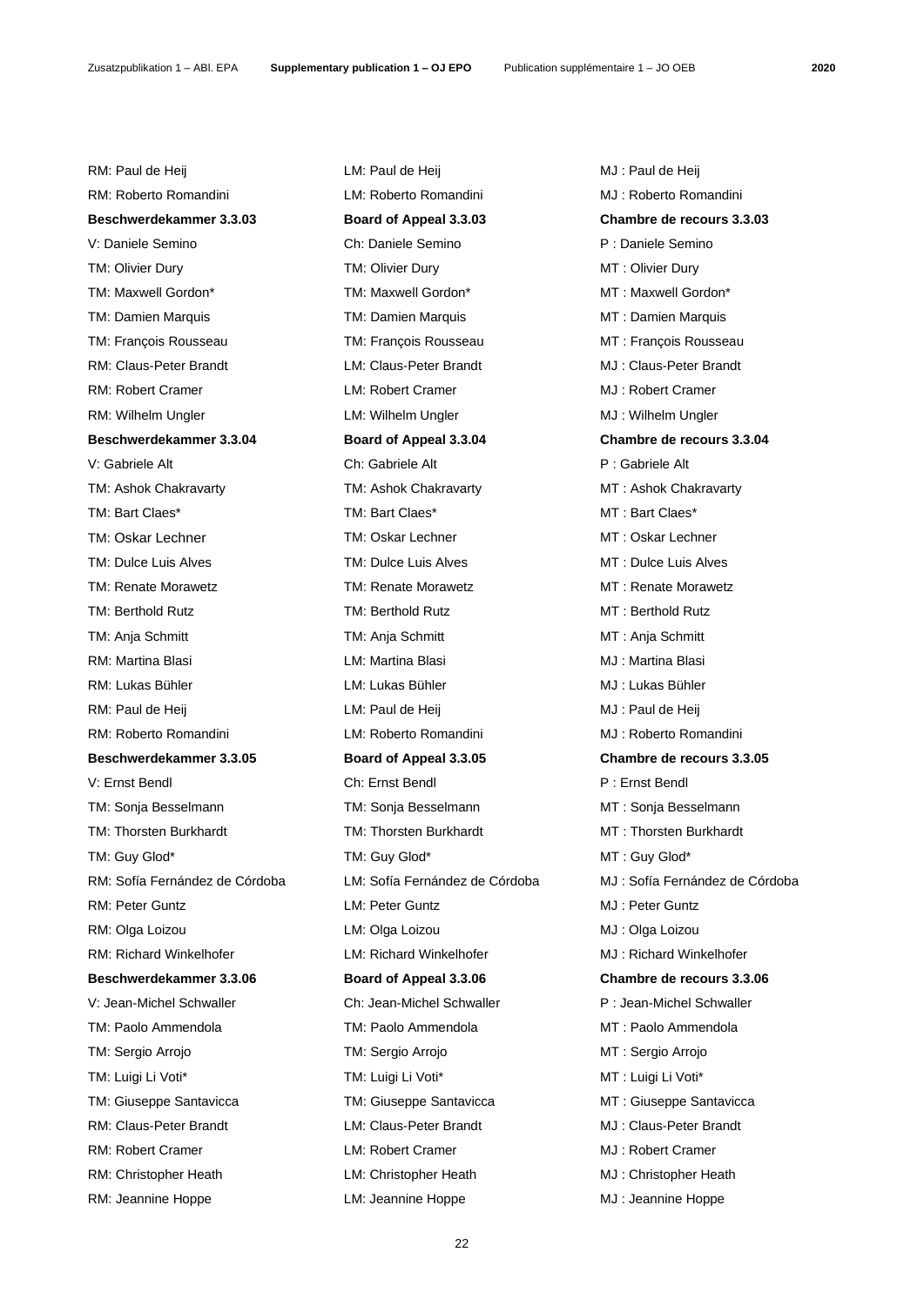| | | |
|---|---|---|
| RM: Paul de Heij | LM: Paul de Heij | MJ : Paul de Heij |
| RM: Roberto Romandini | LM: Roberto Romandini | MJ : Roberto Romandini |
| **Beschwerdekammer 3.3.03** | **Board of Appeal 3.3.03** | **Chambre de recours 3.3.03** |
| V: Daniele Semino | Ch: Daniele Semino | P : Daniele Semino |
| TM: Olivier Dury | TM: Olivier Dury | MT : Olivier Dury |
| TM: Maxwell Gordon* | TM: Maxwell Gordon* | MT : Maxwell Gordon* |
| TM: Damien Marquis | TM: Damien Marquis | MT : Damien Marquis |
| TM: François Rousseau | TM: François Rousseau | MT : François Rousseau |
| RM: Claus-Peter Brandt | LM: Claus-Peter Brandt | MJ : Claus-Peter Brandt |
| RM: Robert Cramer | LM: Robert Cramer | MJ : Robert Cramer |
| RM: Wilhelm Ungler | LM: Wilhelm Ungler | MJ : Wilhelm Ungler |
| **Beschwerdekammer 3.3.04** | **Board of Appeal 3.3.04** | **Chambre de recours 3.3.04** |
| V: Gabriele Alt | Ch: Gabriele Alt | P : Gabriele Alt |
| TM: Ashok Chakravarty | TM: Ashok Chakravarty | MT : Ashok Chakravarty |
| TM: Bart Claes* | TM: Bart Claes* | MT : Bart Claes* |
| TM: Oskar Lechner | TM: Oskar Lechner | MT : Oskar Lechner |
| TM: Dulce Luis Alves | TM: Dulce Luis Alves | MT : Dulce Luis Alves |
| TM: Renate Morawetz | TM: Renate Morawetz | MT : Renate Morawetz |
| TM: Berthold Rutz | TM: Berthold Rutz | MT : Berthold Rutz |
| TM: Anja Schmitt | TM: Anja Schmitt | MT : Anja Schmitt |
| RM: Martina Blasi | LM: Martina Blasi | MJ : Martina Blasi |
| RM: Lukas Bühler | LM: Lukas Bühler | MJ : Lukas Bühler |
| RM: Paul de Heij | LM: Paul de Heij | MJ : Paul de Heij |
| RM: Roberto Romandini | LM: Roberto Romandini | MJ : Roberto Romandini |
| **Beschwerdekammer 3.3.05** | **Board of Appeal 3.3.05** | **Chambre de recours 3.3.05** |
| V: Ernst Bendl | Ch: Ernst Bendl | P : Ernst Bendl |
| TM: Sonja Besselmann | TM: Sonja Besselmann | MT : Sonja Besselmann |
| TM: Thorsten Burkhardt | TM: Thorsten Burkhardt | MT : Thorsten Burkhardt |
| TM: Guy Glod* | TM: Guy Glod* | MT : Guy Glod* |
| RM: Sofía Fernández de Córdoba | LM: Sofía Fernández de Córdoba | MJ : Sofía Fernández de Córdoba |
| RM: Peter Guntz | LM: Peter Guntz | MJ : Peter Guntz |
| RM: Olga Loizou | LM: Olga Loizou | MJ : Olga Loizou |
| RM: Richard Winkelhofer | LM: Richard Winkelhofer | MJ : Richard Winkelhofer |
| **Beschwerdekammer 3.3.06** | **Board of Appeal 3.3.06** | **Chambre de recours 3.3.06** |
| V: Jean-Michel Schwaller | Ch: Jean-Michel Schwaller | P : Jean-Michel Schwaller |
| TM: Paolo Ammendola | TM: Paolo Ammendola | MT : Paolo Ammendola |
| TM: Sergio Arrojo | TM: Sergio Arrojo | MT : Sergio Arrojo |
| TM: Luigi Li Voti* | TM: Luigi Li Voti* | MT : Luigi Li Voti* |
| TM: Giuseppe Santavicca | TM: Giuseppe Santavicca | MT : Giuseppe Santavicca |
| RM: Claus-Peter Brandt | LM: Claus-Peter Brandt | MJ : Claus-Peter Brandt |
| RM: Robert Cramer | LM: Robert Cramer | MJ : Robert Cramer |
| RM: Christopher Heath | LM: Christopher Heath | MJ : Christopher Heath |
| RM: Jeannine Hoppe | LM: Jeannine Hoppe | MJ : Jeannine Hoppe |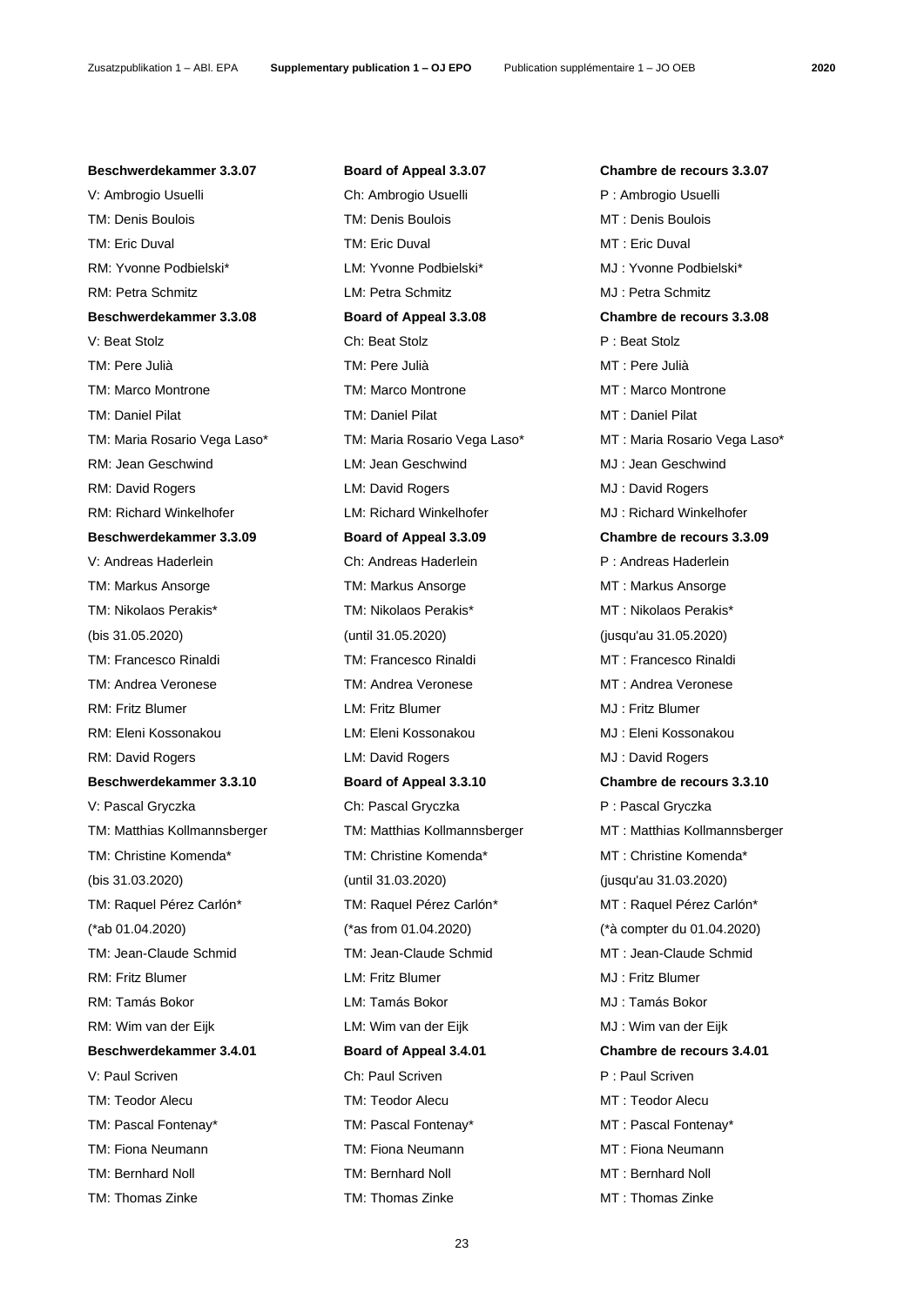| Beschwerdekammer 3.3.07 | Board of Appeal 3.3.07 | Chambre de recours 3.3.07 |
|---|---|---|
| V: Ambrogio Usuelli | Ch: Ambrogio Usuelli | P : Ambrogio Usuelli |
| TM: Denis Boulois | TM: Denis Boulois | MT : Denis Boulois |
| TM: Eric Duval | TM: Eric Duval | MT : Eric Duval |
| RM: Yvonne Podbielski* | LM: Yvonne Podbielski* | MJ : Yvonne Podbielski* |
| RM: Petra Schmitz | LM: Petra Schmitz | MJ : Petra Schmitz |
| **Beschwerdekammer 3.3.08** | **Board of Appeal 3.3.08** | **Chambre de recours 3.3.08** |
| V: Beat Stolz | Ch: Beat Stolz | P : Beat Stolz |
| TM: Pere Julià | TM: Pere Julià | MT : Pere Julià |
| TM: Marco Montrone | TM: Marco Montrone | MT : Marco Montrone |
| TM: Daniel Pilat | TM: Daniel Pilat | MT : Daniel Pilat |
| TM: Maria Rosario Vega Laso* | TM: Maria Rosario Vega Laso* | MT : Maria Rosario Vega Laso* |
| RM: Jean Geschwind | LM: Jean Geschwind | MJ : Jean Geschwind |
| RM: David Rogers | LM: David Rogers | MJ : David Rogers |
| RM: Richard Winkelhofer | LM: Richard Winkelhofer | MJ : Richard Winkelhofer |
| **Beschwerdekammer 3.3.09** | **Board of Appeal 3.3.09** | **Chambre de recours 3.3.09** |
| V: Andreas Haderlein | Ch: Andreas Haderlein | P : Andreas Haderlein |
| TM: Markus Ansorge | TM: Markus Ansorge | MT : Markus Ansorge |
| TM: Nikolaos Perakis* (bis 31.05.2020) | TM: Nikolaos Perakis* (until 31.05.2020) | MT : Nikolaos Perakis* (jusqu'au 31.05.2020) |
| TM: Francesco Rinaldi | TM: Francesco Rinaldi | MT : Francesco Rinaldi |
| TM: Andrea Veronese | TM: Andrea Veronese | MT : Andrea Veronese |
| RM: Fritz Blumer | LM: Fritz Blumer | MJ : Fritz Blumer |
| RM: Eleni Kossonakou | LM: Eleni Kossonakou | MJ : Eleni Kossonakou |
| RM: David Rogers | LM: David Rogers | MJ : David Rogers |
| **Beschwerdekammer 3.3.10** | **Board of Appeal 3.3.10** | **Chambre de recours 3.3.10** |
| V: Pascal Gryczka | Ch: Pascal Gryczka | P : Pascal Gryczka |
| TM: Matthias Kollmannsberger | TM: Matthias Kollmannsberger | MT : Matthias Kollmannsberger |
| TM: Christine Komenda* (bis 31.03.2020) | TM: Christine Komenda* (until 31.03.2020) | MT : Christine Komenda* (jusqu'au 31.03.2020) |
| TM: Raquel Pérez Carlón* (*ab 01.04.2020) | TM: Raquel Pérez Carlón* (*as from 01.04.2020) | MT : Raquel Pérez Carlón* (*à compter du 01.04.2020) |
| TM: Jean-Claude Schmid | TM: Jean-Claude Schmid | MT : Jean-Claude Schmid |
| RM: Fritz Blumer | LM: Fritz Blumer | MJ : Fritz Blumer |
| RM: Tamás Bokor | LM: Tamás Bokor | MJ : Tamás Bokor |
| RM: Wim van der Eijk | LM: Wim van der Eijk | MJ : Wim van der Eijk |
| **Beschwerdekammer 3.4.01** | **Board of Appeal 3.4.01** | **Chambre de recours 3.4.01** |
| V: Paul Scriven | Ch: Paul Scriven | P : Paul Scriven |
| TM: Teodor Alecu | TM: Teodor Alecu | MT : Teodor Alecu |
| TM: Pascal Fontenay* | TM: Pascal Fontenay* | MT : Pascal Fontenay* |
| TM: Fiona Neumann | TM: Fiona Neumann | MT : Fiona Neumann |
| TM: Bernhard Noll | TM: Bernhard Noll | MT : Bernhard Noll |
| TM: Thomas Zinke | TM: Thomas Zinke | MT : Thomas Zinke |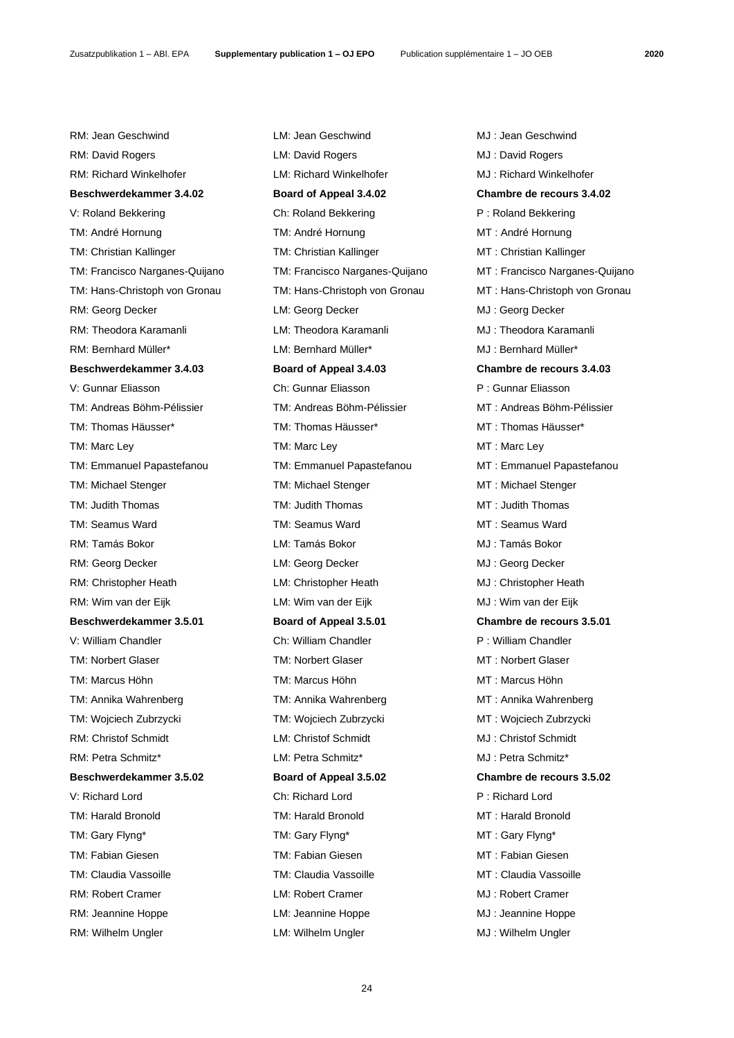| | | |
|---|---|---|
| RM: Jean Geschwind | LM: Jean Geschwind | MJ : Jean Geschwind |
| RM: David Rogers | LM: David Rogers | MJ : David Rogers |
| RM: Richard Winkelhofer | LM: Richard Winkelhofer | MJ : Richard Winkelhofer |
| **Beschwerdekammer 3.4.02** | **Board of Appeal 3.4.02** | **Chambre de recours 3.4.02** |
| V: Roland Bekkering | Ch: Roland Bekkering | P : Roland Bekkering |
| TM: André Hornung | TM: André Hornung | MT : André Hornung |
| TM: Christian Kallinger | TM: Christian Kallinger | MT : Christian Kallinger |
| TM: Francisco Narganes-Quijano | TM: Francisco Narganes-Quijano | MT : Francisco Narganes-Quijano |
| TM: Hans-Christoph von Gronau | TM: Hans-Christoph von Gronau | MT : Hans-Christoph von Gronau |
| RM: Georg Decker | LM: Georg Decker | MJ : Georg Decker |
| RM: Theodora Karamanli | LM: Theodora Karamanli | MJ : Theodora Karamanli |
| RM: Bernhard Müller* | LM: Bernhard Müller* | MJ : Bernhard Müller* |
| **Beschwerdekammer 3.4.03** | **Board of Appeal 3.4.03** | **Chambre de recours 3.4.03** |
| V: Gunnar Eliasson | Ch: Gunnar Eliasson | P : Gunnar Eliasson |
| TM: Andreas Böhm-Pélissier | TM: Andreas Böhm-Pélissier | MT : Andreas Böhm-Pélissier |
| TM: Thomas Häusser* | TM: Thomas Häusser* | MT : Thomas Häusser* |
| TM: Marc Ley | TM: Marc Ley | MT : Marc Ley |
| TM: Emmanuel Papastefanou | TM: Emmanuel Papastefanou | MT : Emmanuel Papastefanou |
| TM: Michael Stenger | TM: Michael Stenger | MT : Michael Stenger |
| TM: Judith Thomas | TM: Judith Thomas | MT : Judith Thomas |
| TM: Seamus Ward | TM: Seamus Ward | MT : Seamus Ward |
| RM: Tamás Bokor | LM: Tamás Bokor | MJ : Tamás Bokor |
| RM: Georg Decker | LM: Georg Decker | MJ : Georg Decker |
| RM: Christopher Heath | LM: Christopher Heath | MJ : Christopher Heath |
| RM: Wim van der Eijk | LM: Wim van der Eijk | MJ : Wim van der Eijk |
| **Beschwerdekammer 3.5.01** | **Board of Appeal 3.5.01** | **Chambre de recours 3.5.01** |
| V: William Chandler | Ch: William Chandler | P : William Chandler |
| TM: Norbert Glaser | TM: Norbert Glaser | MT : Norbert Glaser |
| TM: Marcus Höhn | TM: Marcus Höhn | MT : Marcus Höhn |
| TM: Annika Wahrenberg | TM: Annika Wahrenberg | MT : Annika Wahrenberg |
| TM: Wojciech Zubrzycki | TM: Wojciech Zubrzycki | MT : Wojciech Zubrzycki |
| RM: Christof Schmidt | LM: Christof Schmidt | MJ : Christof Schmidt |
| RM: Petra Schmitz* | LM: Petra Schmitz* | MJ : Petra Schmitz* |
| **Beschwerdekammer 3.5.02** | **Board of Appeal 3.5.02** | **Chambre de recours 3.5.02** |
| V: Richard Lord | Ch: Richard Lord | P : Richard Lord |
| TM: Harald Bronold | TM: Harald Bronold | MT : Harald Bronold |
| TM: Gary Flyng* | TM: Gary Flyng* | MT : Gary Flyng* |
| TM: Fabian Giesen | TM: Fabian Giesen | MT : Fabian Giesen |
| TM: Claudia Vassoille | TM: Claudia Vassoille | MT : Claudia Vassoille |
| RM: Robert Cramer | LM: Robert Cramer | MJ : Robert Cramer |
| RM: Jeannine Hoppe | LM: Jeannine Hoppe | MJ : Jeannine Hoppe |
| RM: Wilhelm Ungler | LM: Wilhelm Ungler | MJ : Wilhelm Ungler |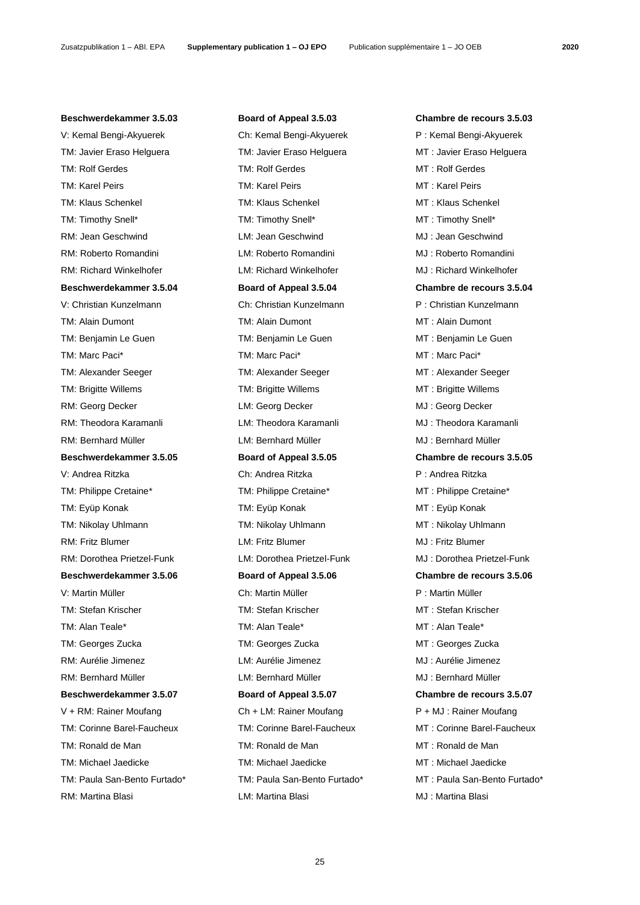| Beschwerdekammer 3.5.03 | Board of Appeal 3.5.03 | Chambre de recours 3.5.03 |
|---|---|---|
| V: Kemal Bengi-Akyuerek | Ch: Kemal Bengi-Akyuerek | P : Kemal Bengi-Akyuerek |
| TM: Javier Eraso Helguera | TM: Javier Eraso Helguera | MT : Javier Eraso Helguera |
| TM: Rolf Gerdes | TM: Rolf Gerdes | MT : Rolf Gerdes |
| TM: Karel Peirs | TM: Karel Peirs | MT : Karel Peirs |
| TM: Klaus Schenkel | TM: Klaus Schenkel | MT : Klaus Schenkel |
| TM: Timothy Snell* | TM: Timothy Snell* | MT : Timothy Snell* |
| RM: Jean Geschwind | LM: Jean Geschwind | MJ : Jean Geschwind |
| RM: Roberto Romandini | LM: Roberto Romandini | MJ : Roberto Romandini |
| RM: Richard Winkelhofer | LM: Richard Winkelhofer | MJ : Richard Winkelhofer |
| **Beschwerdekammer 3.5.04** | **Board of Appeal 3.5.04** | **Chambre de recours 3.5.04** |
| V: Christian Kunzelmann | Ch: Christian Kunzelmann | P : Christian Kunzelmann |
| TM: Alain Dumont | TM: Alain Dumont | MT : Alain Dumont |
| TM: Benjamin Le Guen | TM: Benjamin Le Guen | MT : Benjamin Le Guen |
| TM: Marc Paci* | TM: Marc Paci* | MT : Marc Paci* |
| TM: Alexander Seeger | TM: Alexander Seeger | MT : Alexander Seeger |
| TM: Brigitte Willems | TM: Brigitte Willems | MT : Brigitte Willems |
| RM: Georg Decker | LM: Georg Decker | MJ : Georg Decker |
| RM: Theodora Karamanli | LM: Theodora Karamanli | MJ : Theodora Karamanli |
| RM: Bernhard Müller | LM: Bernhard Müller | MJ : Bernhard Müller |
| **Beschwerdekammer 3.5.05** | **Board of Appeal 3.5.05** | **Chambre de recours 3.5.05** |
| V: Andrea Ritzka | Ch: Andrea Ritzka | P : Andrea Ritzka |
| TM: Philippe Cretaine* | TM: Philippe Cretaine* | MT : Philippe Cretaine* |
| TM: Eyüp Konak | TM: Eyüp Konak | MT : Eyüp Konak |
| TM: Nikolay Uhlmann | TM: Nikolay Uhlmann | MT : Nikolay Uhlmann |
| RM: Fritz Blumer | LM: Fritz Blumer | MJ : Fritz Blumer |
| RM: Dorothea Prietzel-Funk | LM: Dorothea Prietzel-Funk | MJ : Dorothea Prietzel-Funk |
| **Beschwerdekammer 3.5.06** | **Board of Appeal 3.5.06** | **Chambre de recours 3.5.06** |
| V: Martin Müller | Ch: Martin Müller | P : Martin Müller |
| TM: Stefan Krischer | TM: Stefan Krischer | MT : Stefan Krischer |
| TM: Alan Teale* | TM: Alan Teale* | MT : Alan Teale* |
| TM: Georges Zucka | TM: Georges Zucka | MT : Georges Zucka |
| RM: Aurélie Jimenez | LM: Aurélie Jimenez | MJ : Aurélie Jimenez |
| RM: Bernhard Müller | LM: Bernhard Müller | MJ : Bernhard Müller |
| **Beschwerdekammer 3.5.07** | **Board of Appeal 3.5.07** | **Chambre de recours 3.5.07** |
| V + RM: Rainer Moufang | Ch + LM: Rainer Moufang | P + MJ : Rainer Moufang |
| TM: Corinne Barel-Faucheux | TM: Corinne Barel-Faucheux | MT : Corinne Barel-Faucheux |
| TM: Ronald de Man | TM: Ronald de Man | MT : Ronald de Man |
| TM: Michael Jaedicke | TM: Michael Jaedicke | MT : Michael Jaedicke |
| TM: Paula San-Bento Furtado* | TM: Paula San-Bento Furtado* | MT : Paula San-Bento Furtado* |
| RM: Martina Blasi | LM: Martina Blasi | MJ : Martina Blasi |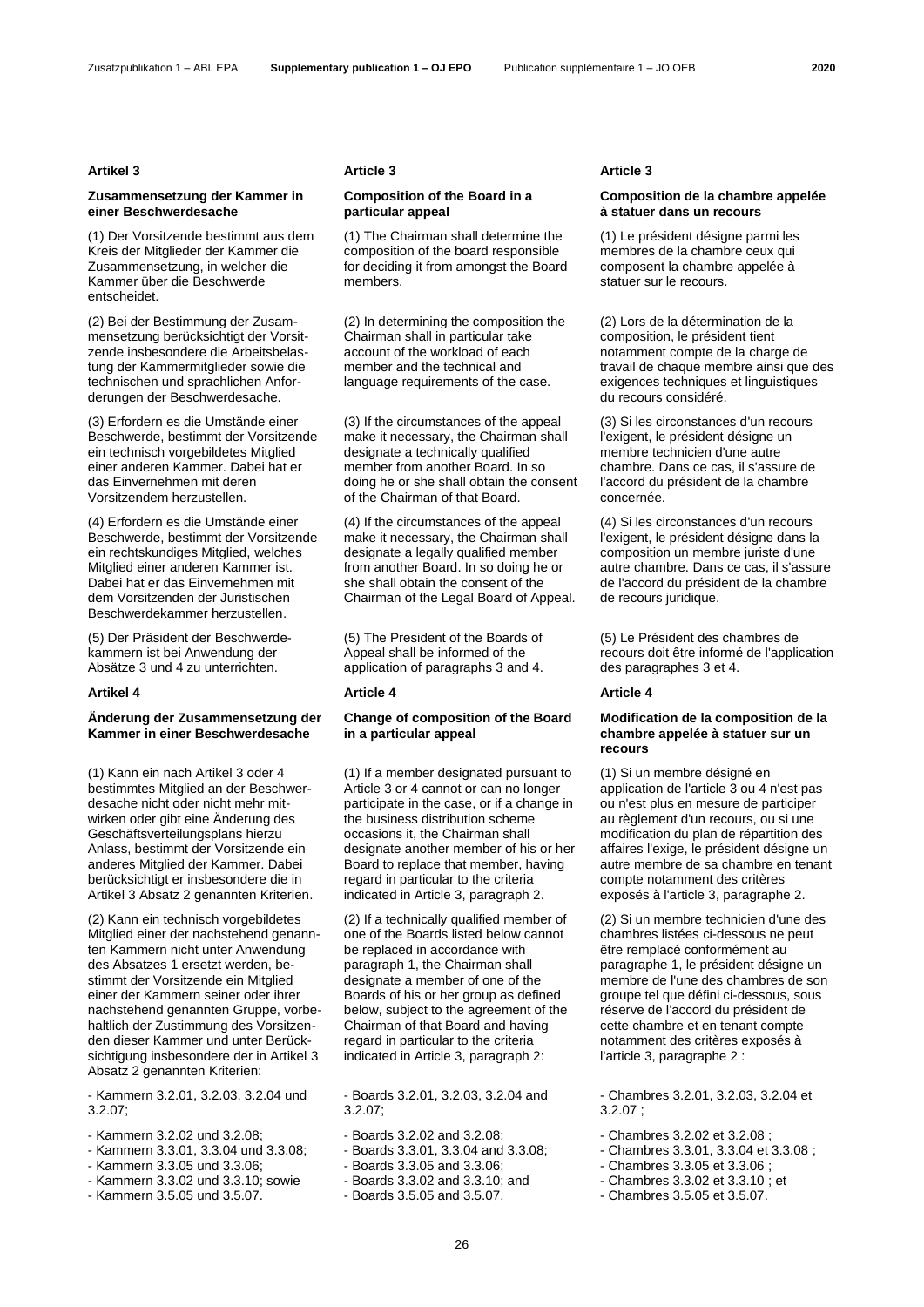## Artikel 3

### Zusammensetzung der Kammer in einer Beschwerdesache

(1) Der Vorsitzende bestimmt aus dem Kreis der Mitglieder der Kammer die Zusammensetzung, in welcher die Kammer über die Beschwerde entscheidet.

(2) Bei der Bestimmung der Zusammensetzung berücksichtigt der Vorsitzende insbesondere die Arbeitsbelastung der Kammermitglieder sowie die technischen und sprachlichen Anforderungen der Beschwerdesache.

(3) Erfordern es die Umstände einer Beschwerde, bestimmt der Vorsitzende ein technisch vorgebildetes Mitglied einer anderen Kammer. Dabei hat er das Einvernehmen mit deren Vorsitzendem herzustellen.

(4) Erfordern es die Umstände einer Beschwerde, bestimmt der Vorsitzende ein rechtskundiges Mitglied, welches Mitglied einer anderen Kammer ist. Dabei hat er das Einvernehmen mit dem Vorsitzenden der Juristischen Beschwerdekammer herzustellen.

(5) Der Präsident der Beschwerdekammern ist bei Anwendung der Absätze 3 und 4 zu unterrichten.

## Artikel 4

### Änderung der Zusammensetzung der Kammer in einer Beschwerdesache

(1) Kann ein nach Artikel 3 oder 4 bestimmtes Mitglied an der Beschwerdesache nicht oder nicht mehr mitwirken oder gibt eine Änderung des Geschäftsverteilungsplans hierzu Anlass, bestimmt der Vorsitzende ein anderes Mitglied der Kammer. Dabei berücksichtigt er insbesondere die in Artikel 3 Absatz 2 genannten Kriterien.

(2) Kann ein technisch vorgebildetes Mitglied einer der nachstehend genannten Kammern nicht unter Anwendung des Absatzes 1 ersetzt werden, bestimmt der Vorsitzende ein Mitglied einer der Kammern seiner oder ihrer nachstehend genannten Gruppe, vorbehaltlich der Zustimmung des Vorsitzenden dieser Kammer und unter Berücksichtigung insbesondere der in Artikel 3 Absatz 2 genannten Kriterien:

- Kammern 3.2.01, 3.2.03, 3.2.04 und 3.2.07;
- Kammern 3.2.02 und 3.2.08;
- Kammern 3.3.01, 3.3.04 und 3.3.08;
- Kammern 3.3.05 und 3.3.06;
- Kammern 3.3.02 und 3.3.10; sowie
- Kammern 3.5.05 und 3.5.07.

## Article 3

### Composition of the Board in a particular appeal

(1) The Chairman shall determine the composition of the board responsible for deciding it from amongst the Board members.

(2) In determining the composition the Chairman shall in particular take account of the workload of each member and the technical and language requirements of the case.

(3) If the circumstances of the appeal make it necessary, the Chairman shall designate a technically qualified member from another Board. In so doing he or she shall obtain the consent of the Chairman of that Board.

(4) If the circumstances of the appeal make it necessary, the Chairman shall designate a legally qualified member from another Board. In so doing he or she shall obtain the consent of the Chairman of the Legal Board of Appeal.

(5) The President of the Boards of Appeal shall be informed of the application of paragraphs 3 and 4.

## Article 4

### Change of composition of the Board in a particular appeal

(1) If a member designated pursuant to Article 3 or 4 cannot or can no longer participate in the case, or if a change in the business distribution scheme occasions it, the Chairman shall designate another member of his or her Board to replace that member, having regard in particular to the criteria indicated in Article 3, paragraph 2.

(2) If a technically qualified member of one of the Boards listed below cannot be replaced in accordance with paragraph 1, the Chairman shall designate a member of one of the Boards of his or her group as defined below, subject to the agreement of the Chairman of that Board and having regard in particular to the criteria indicated in Article 3, paragraph 2:

- Boards 3.2.01, 3.2.03, 3.2.04 and 3.2.07;
- Boards 3.2.02 and 3.2.08;
- Boards 3.3.01, 3.3.04 and 3.3.08;
- Boards 3.3.05 and 3.3.06;
- Boards 3.3.02 and 3.3.10; and
- Boards 3.5.05 and 3.5.07.

## Article 3

### Composition de la chambre appelée à statuer dans un recours

(1) Le président désigne parmi les membres de la chambre ceux qui composent la chambre appelée à statuer sur le recours.

(2) Lors de la détermination de la composition, le président tient notamment compte de la charge de travail de chaque membre ainsi que des exigences techniques et linguistiques du recours considéré.

(3) Si les circonstances d'un recours l'exigent, le président désigne un membre technicien d'une autre chambre. Dans ce cas, il s'assure de l'accord du président de la chambre concernée.

(4) Si les circonstances d'un recours l'exigent, le président désigne dans la composition un membre juriste d'une autre chambre. Dans ce cas, il s'assure de l'accord du président de la chambre de recours juridique.

(5) Le Président des chambres de recours doit être informé de l'application des paragraphes 3 et 4.

## Article 4

### Modification de la composition de la chambre appelée à statuer sur un recours

(1) Si un membre désigné en application de l'article 3 ou 4 n'est pas ou n'est plus en mesure de participer au règlement d'un recours, ou si une modification du plan de répartition des affaires l'exige, le président désigne un autre membre de sa chambre en tenant compte notamment des critères exposés à l'article 3, paragraphe 2.

(2) Si un membre technicien d'une des chambres listées ci-dessous ne peut être remplacé conformément au paragraphe 1, le président désigne un membre de l'une des chambres de son groupe tel que défini ci-dessous, sous réserve de l'accord du président de cette chambre et en tenant compte notamment des critères exposés à l'article 3, paragraphe 2 :

- Chambres 3.2.01, 3.2.03, 3.2.04 et 3.2.07 ;
- Chambres 3.2.02 et 3.2.08 ;
- Chambres 3.3.01, 3.3.04 et 3.3.08 ;
- Chambres 3.3.05 et 3.3.06 ;
- Chambres 3.3.02 et 3.3.10 ; et
- Chambres 3.5.05 et 3.5.07.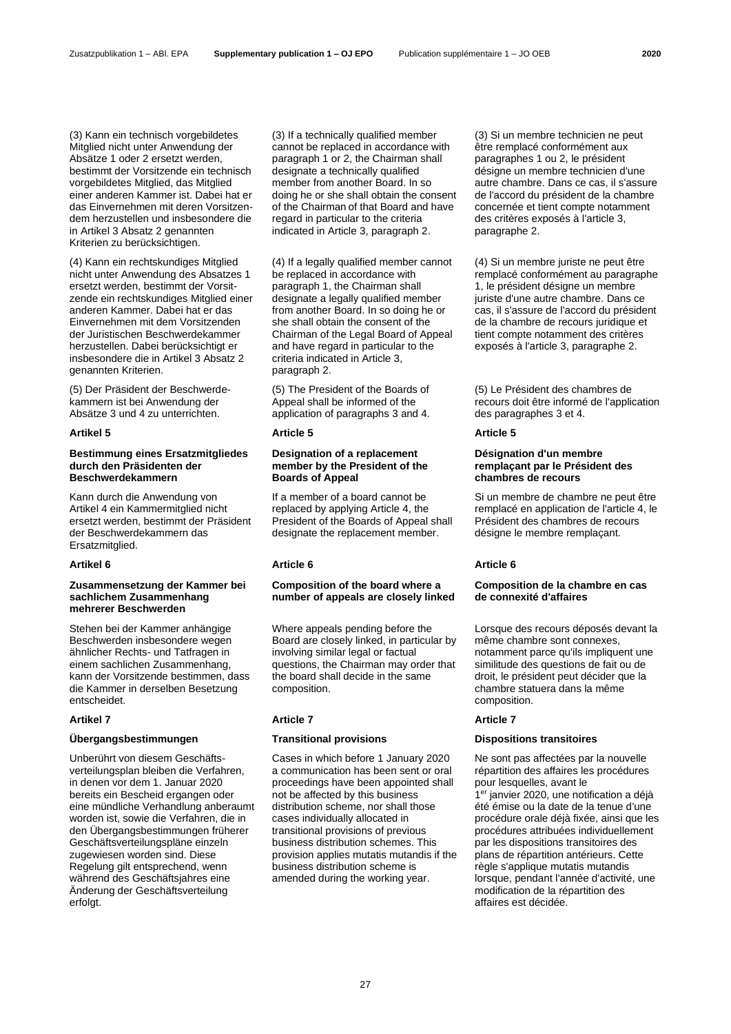(3) Kann ein technisch vorgebildetes Mitglied nicht unter Anwendung der Absätze 1 oder 2 ersetzt werden, bestimmt der Vorsitzende ein technisch vorgebildetes Mitglied, das Mitglied einer anderen Kammer ist. Dabei hat er das Einvernehmen mit deren Vorsitzendem herzustellen und insbesondere die in Artikel 3 Absatz 2 genannten Kriterien zu berücksichtigen.

(4) Kann ein rechtskundiges Mitglied nicht unter Anwendung des Absatzes 1 ersetzt werden, bestimmt der Vorsitzende ein rechtskundiges Mitglied einer anderen Kammer. Dabei hat er das Einvernehmen mit dem Vorsitzenden der Juristischen Beschwerdekammer herzustellen. Dabei berücksichtigt er insbesondere die in Artikel 3 Absatz 2 genannten Kriterien.

(5) Der Präsident der Beschwerdekammern ist bei Anwendung der Absätze 3 und 4 zu unterrichten.

**Artikel 5**

**Bestimmung eines Ersatzmitgliedes durch den Präsidenten der Beschwerdekammern**

Kann durch die Anwendung von Artikel 4 ein Kammermitglied nicht ersetzt werden, bestimmt der Präsident der Beschwerdekammern das Ersatzmitglied.

**Artikel 6**

**Zusammensetzung der Kammer bei sachlichem Zusammenhang mehrerer Beschwerden**

Stehen bei der Kammer anhängige Beschwerden insbesondere wegen ähnlicher Rechts- und Tatfragen in einem sachlichen Zusammenhang, kann der Vorsitzende bestimmen, dass die Kammer in derselben Besetzung entscheidet.

**Artikel 7**

**Übergangsbestimmungen**

Unberührt von diesem Geschäftsverteilungsplan bleiben die Verfahren, in denen vor dem 1. Januar 2020 bereits ein Bescheid ergangen oder eine mündliche Verhandlung anberaumt worden ist, sowie die Verfahren, die in den Übergangsbestimmungen früherer Geschäftsverteilungspläne einzeln zugewiesen worden sind. Diese Regelung gilt entsprechend, wenn während des Geschäftsjahres eine Änderung der Geschäftsverteilung erfolgt.

(3) If a technically qualified member cannot be replaced in accordance with paragraph 1 or 2, the Chairman shall designate a technically qualified member from another Board. In so doing he or she shall obtain the consent of the Chairman of that Board and have regard in particular to the criteria indicated in Article 3, paragraph 2.

(4) If a legally qualified member cannot be replaced in accordance with paragraph 1, the Chairman shall designate a legally qualified member from another Board. In so doing he or she shall obtain the consent of the Chairman of the Legal Board of Appeal and have regard in particular to the criteria indicated in Article 3, paragraph 2.

(5) The President of the Boards of Appeal shall be informed of the application of paragraphs 3 and 4.

**Article 5**

**Designation of a replacement member by the President of the Boards of Appeal**

If a member of a board cannot be replaced by applying Article 4, the President of the Boards of Appeal shall designate the replacement member.

**Article 6**

**Composition of the board where a number of appeals are closely linked**

Where appeals pending before the Board are closely linked, in particular by involving similar legal or factual questions, the Chairman may order that the board shall decide in the same composition.

**Article 7**

**Transitional provisions**

Cases in which before 1 January 2020 a communication has been sent or oral proceedings have been appointed shall not be affected by this business distribution scheme, nor shall those cases individually allocated in transitional provisions of previous business distribution schemes. This provision applies mutatis mutandis if the business distribution scheme is amended during the working year.

(3) Si un membre technicien ne peut être remplacé conformément aux paragraphes 1 ou 2, le président désigne un membre technicien d'une autre chambre. Dans ce cas, il s'assure de l'accord du président de la chambre concernée et tient compte notamment des critères exposés à l'article 3, paragraphe 2.

(4) Si un membre juriste ne peut être remplacé conformément au paragraphe 1, le président désigne un membre juriste d'une autre chambre. Dans ce cas, il s'assure de l'accord du président de la chambre de recours juridique et tient compte notamment des critères exposés à l'article 3, paragraphe 2.

(5) Le Président des chambres de recours doit être informé de l'application des paragraphes 3 et 4.

**Article 5**

**Désignation d'un membre remplaçant par le Président des chambres de recours**

Si un membre de chambre ne peut être remplacé en application de l'article 4, le Président des chambres de recours désigne le membre remplaçant.

**Article 6**

**Composition de la chambre en cas de connexité d'affaires**

Lorsque des recours déposés devant la même chambre sont connexes, notamment parce qu'ils impliquent une similitude des questions de fait ou de droit, le président peut décider que la chambre statuera dans la même composition.

**Article 7**

**Dispositions transitoires**

Ne sont pas affectées par la nouvelle répartition des affaires les procédures pour lesquelles, avant le 1er janvier 2020, une notification a déjà été émise ou la date de la tenue d'une procédure orale déjà fixée, ainsi que les procédures attribuées individuellement par les dispositions transitoires des plans de répartition antérieurs. Cette règle s'applique mutatis mutandis lorsque, pendant l'année d'activité, une modification de la répartition des affaires est décidée.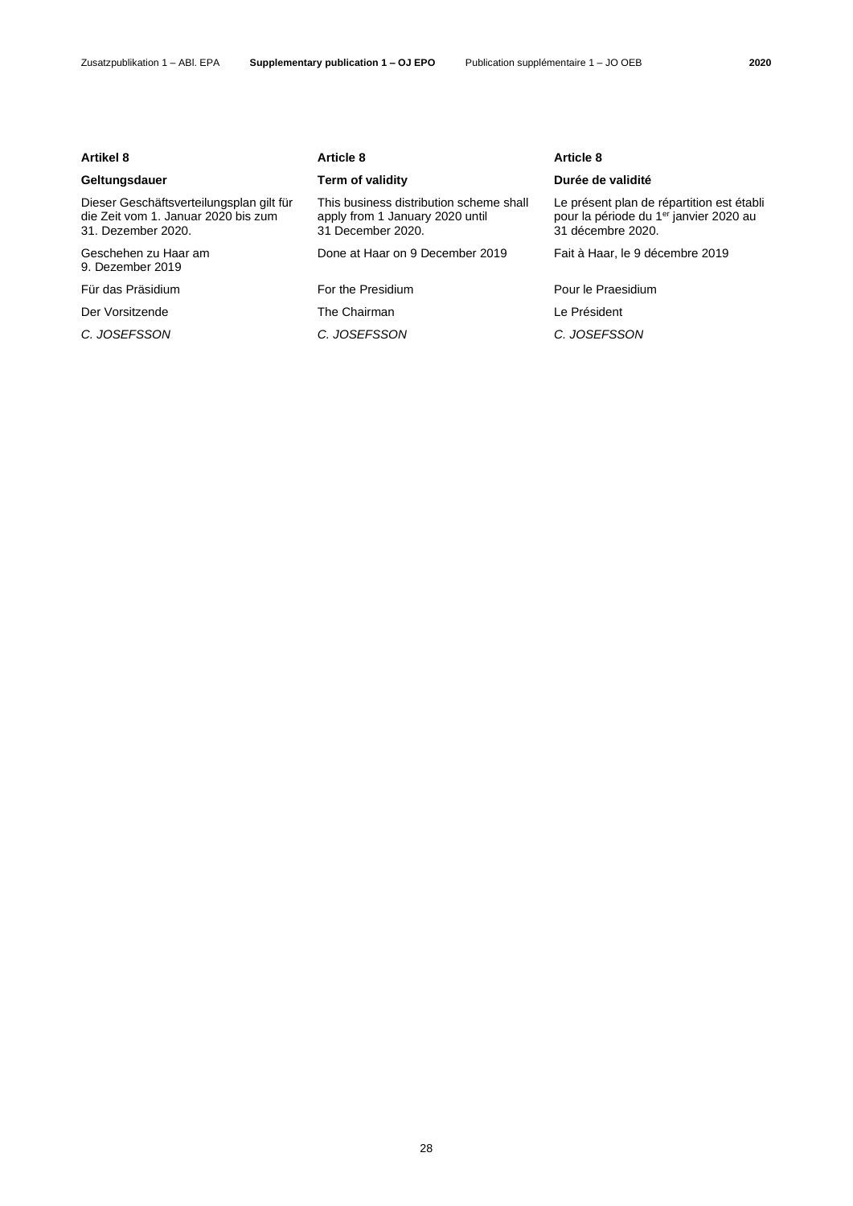**Artikel 8**

**Geltungsdauer**

Dieser Geschäftsverteilungsplan gilt für die Zeit vom 1. Januar 2020 bis zum 31. Dezember 2020.

Geschehen zu Haar am 9. Dezember 2019

Für das Präsidium

Der Vorsitzende

*C. JOSEFSSON*

**Article 8**

**Term of validity**

This business distribution scheme shall apply from 1 January 2020 until 31 December 2020.

Done at Haar on 9 December 2019

For the Presidium

The Chairman

*C. JOSEFSSON*

**Article 8**

**Durée de validité**

Le présent plan de répartition est établi pour la période du 1er janvier 2020 au 31 décembre 2020.

Fait à Haar, le 9 décembre 2019

Pour le Praesidium

Le Président

*C. JOSEFSSON*